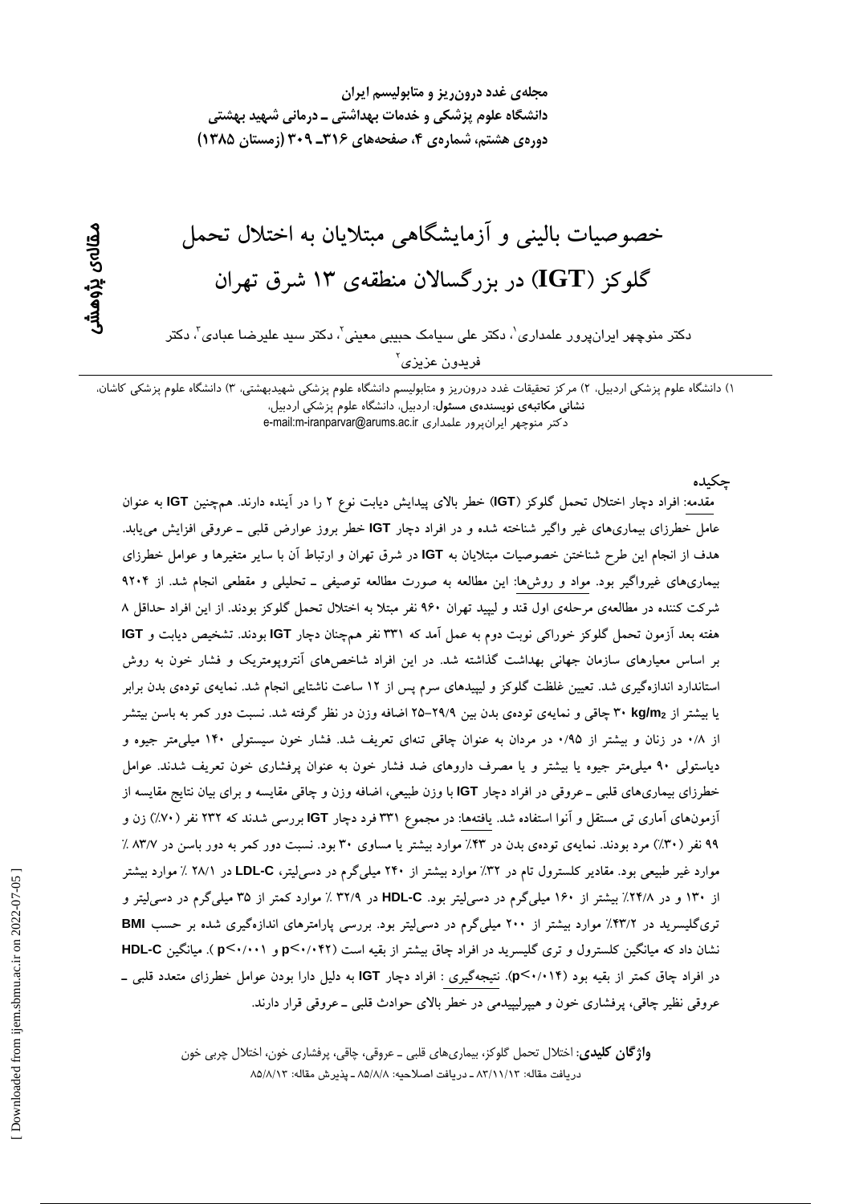مجله‌ی غدد درون‌ریز و متابولیسم ایران
دانشگاه علوم پزشکی و خدمات بهداشتی ـ درمانی شهید بهشتی
دوره‌ی هشتم، شماره‌ی ۴، صفحه‌های ۳۱۶ـ ۳۰۹ (زمستان ۱۳۸۵)

مقاله‌ی پژوهشی

# خصوصیات بالینی و آزمایشگاهی مبتلایان به اختلال تحمل گلوکز (IGT) در بزرگسالان منطقه‌ی ۱۳ شرق تهران

دکتر منوچهر ایران‌پرور علمداری[۱]، دکتر علی سیامک حبیبی معینی[۲]، دکتر سید علیرضا عبادی[۳]، دکتر فریدون عزیزی[۲]

۱) دانشگاه علوم پزشکی اردبیل، ۲) مرکز تحقیقات غدد درون‌ریز و متابولیسم دانشگاه علوم پزشکی شهیدبهشتی، ۳) دانشگاه علوم پزشکی کاشان، **نشانی مکاتبه‌ی نویسنده‌ی مسئول:** اردبیل، دانشگاه علوم پزشکی اردبیل، دکتر منوچهر ایران‌پرور علمداری e-mail:m-iranparvar@arums.ac.ir

## چکیده

مقدمه: افراد دچار اختلال تحمل گلوکز (IGT) خطر بالای پیدایش دیابت نوع ۲ را در آینده دارند. هم‌چنین IGT به عنوان عامل خطرزای بیماری‌های غیر واگیر شناخته شده و در افراد دچار IGT خطر بروز عوارض قلبی ـ عروقی افزایش می‌یابد. هدف از انجام این طرح شناختن خصوصیات مبتلایان به IGT در شرق تهران و ارتباط آن با سایر متغیرها و عوامل خطرزای بیماری‌های غیرواگیر بود. مواد و روش‌ها: این مطالعه به صورت مطالعه توصیفی ـ تحلیلی و مقطعی انجام شد. از ۹۲۰۴ شرکت کننده در مطالعه‌ی مرحله‌ی اول قند و لیپید تهران ۹۶۰ نفر مبتلا به اختلال تحمل گلوکز بودند. از این افراد حداقل ۸ هفته بعد آزمون تحمل گلوکز خوراکی نوبت دوم به عمل آمد که ۳۳۱ نفر هم‌چنان دچار IGT بودند. تشخیص دیابت و IGT بر اساس معیارهای سازمان جهانی بهداشت گذاشته شد. در این افراد شاخص‌های آنتروپومتریک و فشار خون به روش استاندارد اندازه‌گیری شد. تعیین غلظت گلوکز و لیپیدهای سرم پس از ۱۲ ساعت ناشتایی انجام شد. نمایه‌ی توده‌ی بدن برابر یا بیشتر از ۳۰ kg/m$^2$ چاقی و نمایه‌ی توده‌ی بدن بین ۲۹/۹–۲۵ اضافه وزن در نظر گرفته شد. نسبت دور کمر به باسن بیشتر از ۰/۸ در زنان و بیشتر از ۰/۹۵ در مردان به عنوان چاقی تنه‌ای تعریف شد. فشار خون سیستولی ۱۴۰ میلی‌متر جیوه و دیاستولی ۹۰ میلی‌متر جیوه یا بیشتر و یا مصرف داروهای ضد فشار خون به عنوان پرفشاری خون تعریف شدند. عوامل خطرزای بیماری‌های قلبی ـ عروقی در افراد دچار IGT با وزن طبیعی، اضافه وزن و چاقی مقایسه و برای بیان نتایج مقایسه از آزمون‌های آماری تی مستقل و آنوا استفاده شد. یافته‌ها: در مجموع ۳۳۱ فرد دچار IGT بررسی شدند که ۲۳۲ نفر (۷۰٪) زن و ۹۹ نفر (۳۰٪) مرد بودند. نمایه‌ی توده‌ی بدن در ۴۳٪ موارد بیشتر یا مساوی ۳۰ بود. نسبت دور کمر به دور باسن در ۸۳/۷ ٪ موارد غیر طبیعی بود. مقادیر کلسترول تام در ۳۲٪ موارد بیشتر از ۲۴۰ میلی‌گرم در دسی‌لیتر، LDL-C در ۲۸/۱ ٪ موارد بیشتر از ۱۳۰ و در ۲۴/۸٪ بیشتر از ۱۶۰ میلی‌گرم در دسی‌لیتر بود. HDL-C در ۳۲/۹ ٪ موارد کمتر از ۳۵ میلی‌گرم در دسی‌لیتر و تری‌گلیسرید در ۴۳/۲٪ موارد بیشتر از ۲۰۰ میلی‌گرم در دسی‌لیتر بود. بررسی پارامترهای اندازه‌گیری شده بر حسب BMI نشان داد که میانگین کلسترول و تری گلیسرید در افراد چاق بیشتر از بقیه است (p<۰/۰۴۲ و p<۰/۰۰۱ ). میانگین HDL-C در افراد چاق کمتر از بقیه بود (p<۰/۰۱۴). نتیجه‌گیری : افراد دچار IGT به دلیل دارا بودن عوامل خطرزای متعدد قلبی ـ عروقی نظیر چاقی، پرفشاری خون و هیپرلیپیدمی در خطر بالای حوادث قلبی ـ عروقی قرار دارند.

**واژگان کلیدی:** اختلال تحمل گلوکز، بیماری‌های قلبی ـ عروقی، چاقی، پرفشاری خون، اختلال چربی خون
دریافت مقاله: ۸۳/۱۱/۱۳ ـ دریافت اصلاحیه: ۸۵/۸/۸ ـ پذیرش مقاله: ۸۵/۸/۱۳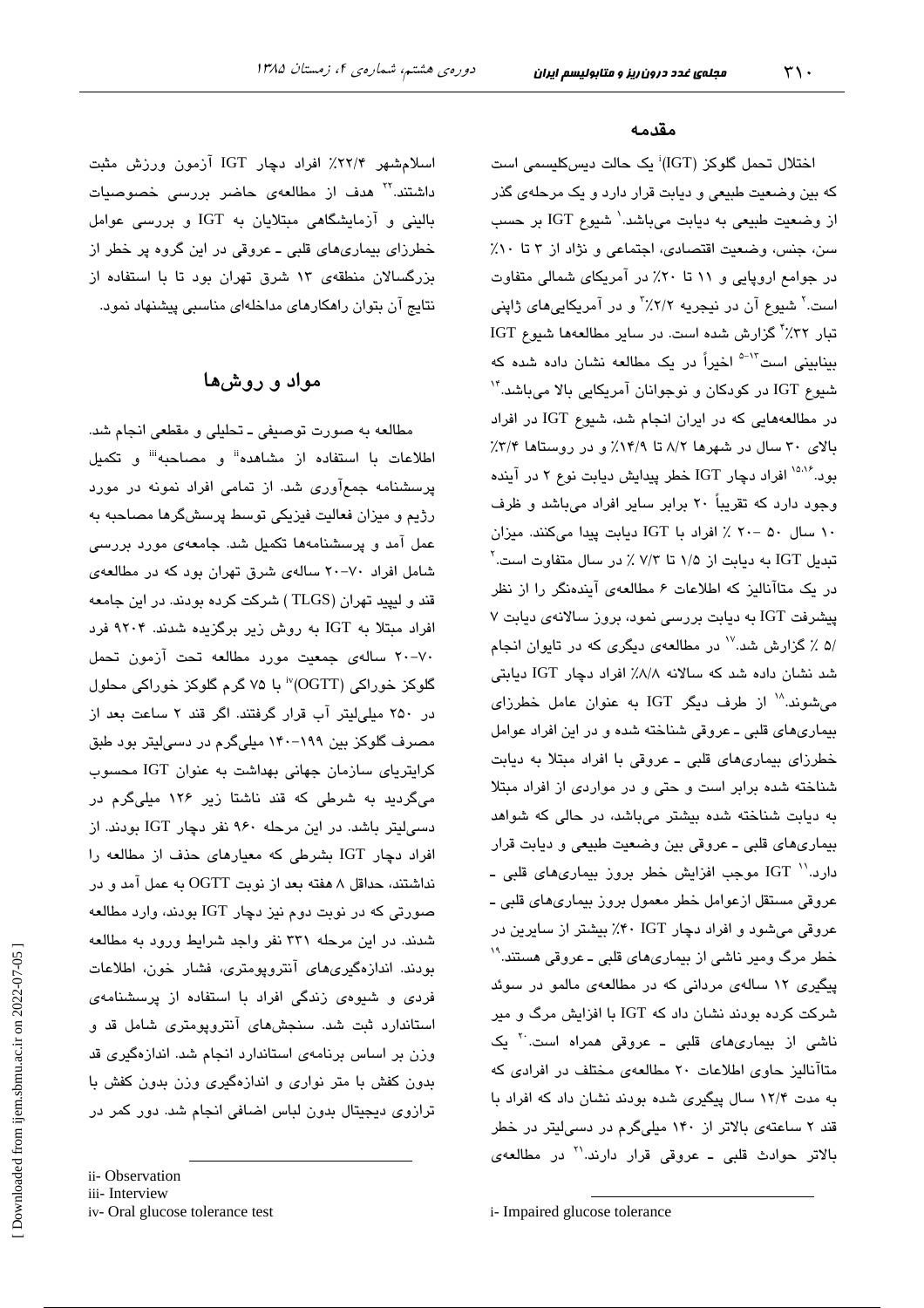## مقدمه

اختلال تحمل گلوکز (IGT)[i] یک حالت دیس‌کلیسمی است که بین وضعیت طبیعی و دیابت قرار دارد و یک مرحله‌ی گذر از وضعیت طبیعی به دیابت می‌باشد.[1] شیوع IGT بر حسب سن، جنس، وضعیت اقتصادی، اجتماعی و نژاد از ۳ تا ۱۰٪ در جوامع اروپایی و ۱۱ تا ۲۰٪ در آمریکای شمالی متفاوت است.[2] شیوع آن در نیجریه ۲/۲٪[3] و در آمریکایی‌های ژاپنی تبار ۳۲٪[4] گزارش شده است. در سایر مطالعه‌ها شیوع IGT بینابینی است[5-13] اخیراً در یک مطالعه نشان داده شده که شیوع IGT در کودکان و نوجوانان آمریکایی بالا می‌باشد.[14] در مطالعه‌هایی که در ایران انجام شد، شیوع IGT در افراد بالای ۳۰ سال در شهرها ۸/۲ تا ۱۴/۹٪ و در روستاها ۳/۴٪ بود.[15،16] افراد دچار IGT خطر پیدایش دیابت نوع ۲ در آینده وجود دارد که تقریباً ۲۰ برابر سایر افراد می‌باشد و ظرف ۱۰ سال ۵۰ -۲۰ ٪ افراد با IGT دیابت پیدا می‌کنند. میزان تبدیل IGT به دیابت از ۱/۵ تا ۷/۳ ٪ در سال متفاوت است.[7] در یک متاآنالیز که اطلاعات ۶ مطالعه‌ی آینده‌نگر را از نظر پیشرفت IGT به دیابت بررسی نمود، بروز سالانه‌ی دیابت ۷ /۵ ٪ گزارش شد.[17] در مطالعه‌ی دیگری که در تایوان انجام شد نشان داده شد که سالانه ۸/۸٪ افراد دچار IGT دیابتی می‌شوند.[18] از طرف دیگر IGT به عنوان عامل خطرزای بیماری‌های قلبی ـ عروقی شناخته شده و در این افراد عوامل خطرزای بیماری‌های قلبی ـ عروقی با افراد مبتلا به دیابت شناخته شده برابر است و حتی و در مواردی از افراد مبتلا به دیابت شناخته شده بیشتر می‌باشد، در حالی که شواهد بیماری‌های قلبی ـ عروقی بین وضعیت طبیعی و دیابت قرار دارد.[11] IGT موجب افزایش خطر بروز بیماری‌های قلبی ـ عروقی مستقل ازعوامل خطر معمول بروز بیماری‌های قلبی ـ عروقی می‌شود و افراد دچار IGT ۴۰٪ بیشتر از سایرین در خطر مرگ ومیر ناشی از بیماری‌های قلبی ـ عروقی هستند.[19] پیگیری ۱۲ ساله‌ی مردانی که در مطالعه‌ی مالمو در سوئد شرکت کرده بودند نشان داد که IGT با افزایش مرگ و میر ناشی از بیماری‌های قلبی ـ عروقی همراه است.[20] یک متاآنالیز حاوی اطلاعات ۲۰ مطالعه‌ی مختلف در افرادی که به مدت ۱۲/۴ سال پیگیری شده بودند نشان داد که افراد با قند ۲ ساعته‌ی بالاتر از ۱۴۰ میلی‌گرم در دسی‌لیتر در خطر بالاتر حوادث قلبی ـ عروقی قرار دارند.[21] در مطالعه‌ی اسلامشهر ۲۲/۴٪ افراد دچار IGT آزمون ورزش مثبت داشتند.[22] هدف از مطالعه‌ی حاضر بررسی خصوصیات بالینی و آزمایشگاهی مبتلایان به IGT و بررسی عوامل خطرزای بیماری‌های قلبی ـ عروقی در این گروه پر خطر از بزرگسالان منطقه‌ی ۱۳ شرق تهران بود تا با استفاده از نتایج آن بتوان راهکارهای مداخله‌ای مناسبی پیشنهاد نمود.

## مواد و روش‌ها

مطالعه به صورت توصیفی ـ تحلیلی و مقطعی انجام شد. اطلاعات با استفاده از مشاهده[ii] و مصاحبه[iii] و تکمیل پرسشنامه جمع‌آوری شد. از تمامی افراد نمونه در مورد رژیم و میزان فعالیت فیزیکی توسط پرسشگرها مصاحبه به عمل آمد و پرسشنامه‌ها تکمیل شد. جامعه‌ی مورد بررسی شامل افراد ۷۰-۲۰ ساله‌ی شرق تهران بود که در مطالعه‌ی قند و لیپید تهران (TLGS ) شرکت کرده بودند. در این جامعه افراد مبتلا به IGT به روش زیر برگزیده شدند. ۹۲۰۴ فرد ۷۰-۲۰ ساله‌ی جمعیت مورد مطالعه تحت آزمون تحمل گلوکز خوراکی (OGTT)[iv] با ۷۵ گرم گلوکز خوراکی محلول در ۲۵۰ میلی‌لیتر آب قرار گرفتند. اگر قند ۲ ساعت بعد از مصرف گلوکز بین ۱۹۹-۱۴۰ میلی‌گرم در دسی‌لیتر بود طبق کرایتریای سازمان جهانی بهداشت به عنوان IGT محسوب می‌گردید به شرطی که قند ناشتا زیر ۱۲۶ میلی‌گرم در دسی‌لیتر باشد. در این مرحله ۹۶۰ نفر دچار IGT بودند. از افراد دچار IGT بشرطی که معیارهای حذف از مطالعه را نداشتند، حداقل ۸ هفته بعد از نوبت OGTT به عمل آمد و در صورتی که در نوبت دوم نیز دچار IGT بودند، وارد مطالعه شدند. در این مرحله ۳۳۱ نفر واجد شرایط ورود به مطالعه بودند. اندازه‌گیری‌های آنتروپومتری، فشار خون، اطلاعات فردی و شیوه‌ی زندگی افراد با استفاده از پرسشنامه‌ی استاندارد ثبت شد. سنجش‌های آنتروپومتری شامل قد و وزن بر اساس برنامه‌ی استاندارد انجام شد. اندازه‌گیری قد بدون کفش با متر نواری و اندازه‌گیری وزن بدون کفش با ترازوی دیجیتال بدون لباس اضافی انجام شد. دور کمر در

---

i- Impaired glucose tolerance

ii- Observation

iii- Interview

iv- Oral glucose tolerance test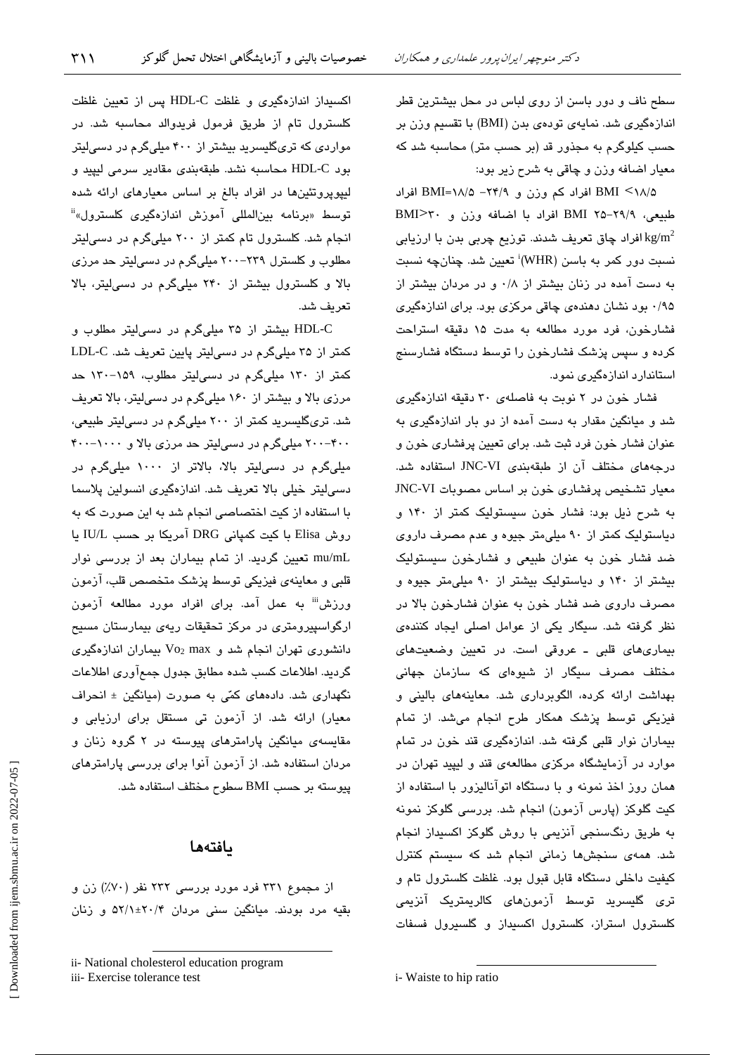سطح ناف و دور باسن از روی لباس در محل بیشترین قطر اندازه‌گیری شد. نمایه‌ی توده‌ی بدن (BMI) با تقسیم وزن بر حسب کیلوگرم به مجذور قد (بر حسب متر) محاسبه شد که معیار اضافه وزن و چاقی به شرح زیر بود:

BMI >۱۸/۵ افراد کم وزن و ۲۴/۹– BMI=۱۸/۵ افراد طبیعی، ۲۹/۹–۲۵ BMI افراد با اضافه وزن و BMI>۳۰ $kg/m^2$ افراد چاق تعریف شدند. توزیع چربی بدن با ارزیابی نسبت دور کمر به باسن (WHR)[i] تعیین شد. چنانچه نسبت به دست آمده در زنان بیشتر از ۰/۸ و در مردان بیشتر از ۰/۹۵ بود نشان دهنده‌ی چاقی مرکزی بود. برای اندازه‌گیری فشارخون، فرد مورد مطالعه به مدت ۱۵ دقیقه استراحت کرده و سپس پزشک فشارخون را توسط دستگاه فشارسنج استاندارد اندازه‌گیری نمود.

فشار خون در ۲ نوبت به فاصله‌ی ۳۰ دقیقه اندازه‌گیری شد و میانگین مقدار به دست آمده از دو بار اندازه‌گیری به عنوان فشار خون فرد ثبت شد. برای تعیین پرفشاری خون و درجه‌های مختلف آن از طبقه‌بندی JNC-VI استفاده شد. معیار تشخیص پرفشاری خون بر اساس مصوبات JNC-VI به شرح ذیل بود: فشار خون سیستولیک کمتر از ۱۴۰ و دیاستولیک کمتر از ۹۰ میلی‌متر جیوه و عدم مصرف داروی ضد فشار خون به عنوان طبیعی و فشارخون سیستولیک بیشتر از ۱۴۰ و دیاستولیک بیشتر از ۹۰ میلی‌متر جیوه و مصرف داروی ضد فشار خون به عنوان فشارخون بالا در نظر گرفته شد. سیگار یکی از عوامل اصلی ایجاد کننده‌ی بیماری‌های قلبی ـ عروقی است. در تعیین وضعیت‌های مختلف مصرف سیگار از شیوه‌ای که سازمان جهانی بهداشت ارائه کرده، الگوبرداری شد. معاینه‌های بالینی و فیزیکی توسط پزشک همکار طرح انجام می‌شد. از تمام بیماران نوار قلبی گرفته شد. اندازه‌گیری قند خون در تمام موارد در آزمایشگاه مرکزی مطالعه‌ی قند و لیپید تهران در همان روز اخذ نمونه و با دستگاه اتوآنالیزور با استفاده از کیت گلوکز (پارس آزمون) انجام شد. بررسی گلوکز نمونه به طریق رنگ‌سنجی آنزیمی با روش گلوکز اکسیداز انجام شد. همه‌ی سنجش‌ها زمانی انجام شد که سیستم کنترل کیفیت داخلی دستگاه قابل قبول بود. غلظت کلسترول تام و تری گلیسرید توسط آزمون‌های کالریمتریک آنزیمی کلسترول استراز، کلسترول اکسیداز و گلسیرول فسفات اکسیداز اندازه‌گیری و غلظت HDL-C پس از تعیین غلظت کلسترول تام از طریق فرمول فریدوالد محاسبه شد. در مواردی که تری‌گلیسرید بیشتر از ۴۰۰ میلی‌گرم در دسی‌لیتر بود HDL-C محاسبه نشد. طبقه‌بندی مقادیر سرمی لیپید و لیپوپروتئین‌ها در افراد بالغ بر اساس معیارهای ارائه شده توسط «برنامه بین‌المللی آموزش اندازه‌گیری کلسترول»[ii] انجام شد. کلسترول تام کمتر از ۲۰۰ میلی‌گرم در دسی‌لیتر مطلوب و کلسترل ۲۳۹–۲۰۰ میلی‌گرم در دسی‌لیتر حد مرزی بالا و کلسترول بیشتر از ۲۴۰ میلی‌گرم در دسی‌لیتر، بالا تعریف شد.

HDL-C بیشتر از ۳۵ میلی‌گرم در دسی‌لیتر مطلوب و کمتر از ۳۵ میلی‌گرم در دسی‌لیتر پایین تعریف شد. LDL-C کمتر از ۱۳۰ میلی‌گرم در دسی‌لیتر مطلوب، ۱۵۹–۱۳۰ حد مرزی بالا و بیشتر از ۱۶۰ میلی‌گرم در دسی‌لیتر، بالا تعریف شد. تری‌گلیسرید کمتر از ۲۰۰ میلی‌گرم در دسی‌لیتر طبیعی، ۴۰۰–۲۰۰ میلی‌گرم در دسی‌لیتر حد مرزی بالا و ۱۰۰۰–۴۰۰ میلی‌گرم در دسی‌لیتر بالا، بالاتر از ۱۰۰۰ میلی‌گرم در دسی‌لیتر خیلی بالا تعریف شد. اندازه‌گیری انسولین پلاسما با استفاده از کیت اختصاصی انجام شد به این صورت که به روش Elisa با کیت کمپانی DRG آمریکا بر حسب IU/L یا mu/mL تعیین گردید. از تمام بیماران بعد از بررسی نوار قلبی و معاینه‌ی فیزیکی توسط پزشک متخصص قلب، آزمون ورزش[iii] به عمل آمد. برای افراد مورد مطالعه آزمون ارگواسپیرومتری در مرکز تحقیقات ریه‌ی بیمارستان مسیح دانشوری تهران انجام شد و $Vo_2$ max بیماران اندازه‌گیری گردید. اطلاعات کسب شده مطابق جدول جمع‌آوری اطلاعات نگهداری شد. داده‌های کمّی به صورت (میانگین ± انحراف معیار) ارائه شد. از آزمون تی مستقل برای ارزیابی و مقایسه‌ی میانگین پارامترهای پیوسته در ۲ گروه زنان و مردان استفاده شد. از آزمون آنوا برای بررسی پارامترهای پیوسته بر حسب BMI سطوح مختلف استفاده شد.

## یافته‌ها

از مجموع ۳۳۱ فرد مورد بررسی ۲۳۲ نفر (۷۰٪) زن و بقیه مرد بودند. میانگین سنی مردان ۲۰/۴±۵۲/۱ و زنان

---

i- Waiste to hip ratio

ii- National cholesterol education program

iii- Exercise tolerance test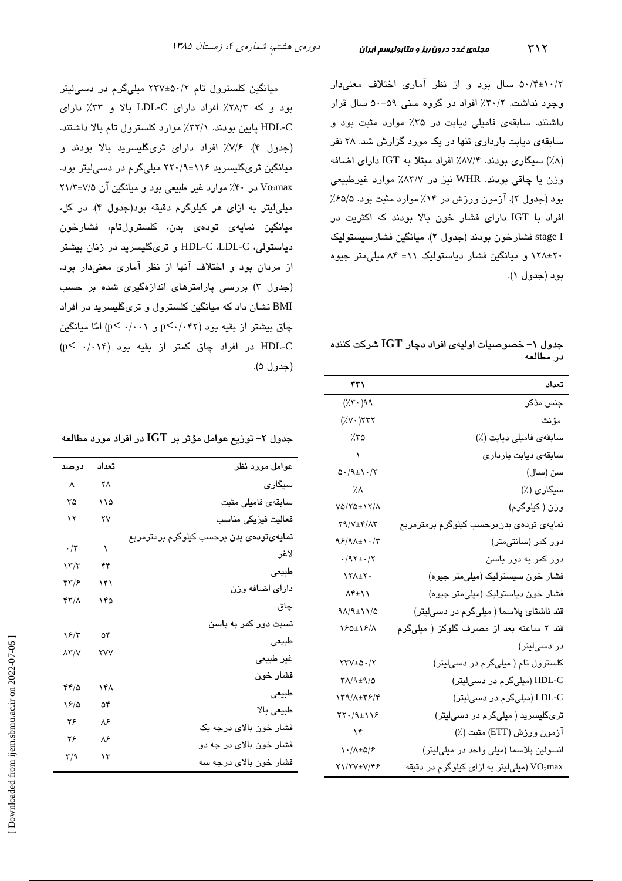۵۰/۴±۱۰/۲ سال بود و از نظر آماری اختلاف معنی‌دار وجود نداشت. ۳۰/۲٪ افراد در گروه سنی ۵۹-۵۰ سال قرار داشتند. سابقه‌ی فامیلی دیابت در ۳۵٪ موارد مثبت بود و سابقه‌ی دیابت بارداری تنها در یک مورد گزارش شد. ۲۸ نفر (۸٪) سیگاری بودند. ۸۷/۴٪ افراد مبتلا به IGT دارای اضافه وزن یا چاقی بودند. WHR نیز در ۸۳/۷٪ موارد غیرطبیعی بود (جدول ۲). آزمون ورزش در ۱۴٪ موارد مثبت بود. ۶۵/۵٪ افراد با IGT دارای فشار خون بالا بودند که اکثریت در stage I فشارخون بودند (جدول ۲). میانگین فشارسیستولیک ۲۰±۱۲۸ و میانگین فشار دیاستولیک ۱۱± ۸۴ میلی‌متر جیوه بود (جدول ۱).

**جدول ۱- خصوصیات اولیه‌ی افراد دچار IGT شرکت کننده در مطالعه**

| تعداد | ۳۳۱ |
|---|---|
| جنس مذکر | (۳۰٪)۹۹ |
| مؤنث | (۷۰٪)۲۳۲ |
| سابقه‌ی فامیلی دیابت (٪) | ۳۵٪ |
| سابقه‌ی دیابت بارداری | ۱ |
| سن (سال) | ۵۰/۹±۱۰/۳ |
| سیگاری (٪) | ۸٪ |
| وزن ( کیلوگرم) | ۷۵/۲۵±۱۲/۸ |
| نمایه‌ی توده‌ی بدن‌برحسب کیلوگرم برمترمربع | ۲۹/۷±۴/۸۳ |
| دور کمر (سانتی‌متر) | ۹۶/۹۸±۱۰/۳ |
| دور کمر به دور باسن | ۰/۹۲±۰/۲ |
| فشار خون سیستولیک (میلی‌متر جیوه) | ۱۲۸±۲۰ |
| فشار خون دیاستولیک (میلی‌متر جیوه) | ۸۴±۱۱ |
| قند ناشتای پلاسما ( میلی‌گرم در دسی‌لیتر) | ۹۸/۹±۱۱/۵ |
| قند ۲ ساعته بعد از مصرف گلوکز ( میلی‌گرم در دسی‌لیتر) | ۱۶۵±۱۶/۸ |
| کلسترول تام ( میلی‌گرم در دسی‌لیتر) | ۲۳۷±۵۰/۲ |
| HDL-C (میلی‌گرم در دسی‌لیتر) | ۳۸/۹±۹/۵ |
| LDL-C (میلی‌گرم در دسی‌لیتر) | ۱۳۹/۸±۳۶/۴ |
| تری‌گلیسرید ( میلی‌گرم در دسی‌لیتر) | ۲۲۰/۹±۱۱۶ |
| آزمون ورزش (ETT) مثبت (٪) | ۱۴ |
| انسولین پلاسما (میلی واحد در میلی‌لیتر) | ۱۰/۸±۵/۶ |
| $VO_2max$ (میلی‌لیتر به ازای کیلوگرم در دقیقه | ۲۱/۲۷±۷/۴۶ |

میانگین کلسترول تام ۵۰/۲±۲۳۷ میلی‌گرم در دسی‌لیتر بود و که ۲۸/۳٪ افراد دارای LDL-C بالا و ۳۳٪ دارای HDL-C پایین بودند. ۳۲/۱٪ موارد کلسترول تام بالا داشتند. (جدول ۴). ۷/۶٪ افراد دارای تری‌گلیسرید بالا بودند و میانگین تری‌گلیسرید ۱۱۶±۲۲۰/۹ میلی‌گرم در دسی‌لیتر بود. $Vo_2max$ در ۴۰٪ موارد غیر طبیعی بود و میانگین آن ۷/۵±۲۱/۳ میلی‌لیتر به ازای هر کیلوگرم دقیقه بود(جدول ۴). در کل، میانگین نمایه‌ی توده‌ی بدن، کلسترول‌تام، فشارخون دیاستولی، HDL-C ،LDL-C و تری‌گلیسرید در زنان بیشتر از مردان بود و اختلاف آنها از نظر آماری معنی‌دار بود. (جدول ۳) بررسی پارامترهای اندازه‌گیری شده بر حسب BMI نشان داد که میانگین کلسترول و تری‌گلیسرید در افراد چاق بیشتر از بقیه بود ($p<0/042$ و $p<0/001$) امّا میانگین HDL-C در افراد چاق کمتر از بقیه بود ($p<0/014$) (جدول ۵).

**جدول ۲- توزیع عوامل مؤثر بر IGT در افراد مورد مطالعه**

| عوامل مورد نظر | تعداد | درصد |
|---|---|---|
| سیگاری | ۲۸ | ۸ |
| سابقه‌ی فامیلی مثبت | ۱۱۵ | ۳۵ |
| فعالیت فیزیکی مناسب | ۲۷ | ۱۲ |
| **نمایه‌ی‌توده‌ی بدن برحسب کیلوگرم برمترمربع** | | |
| لاغر | ۱ | ۰/۳ |
| طبیعی | ۴۴ | ۱۳/۳ |
| دارای اضافه وزن | ۱۴۱ | ۴۳/۶ |
| چاق | ۱۴۵ | ۴۳/۸ |
| **نسبت دور کمر به باسن** | | |
| طبیعی | ۵۴ | ۱۶/۳ |
| غیر طبیعی | ۲۷۷ | ۸۳/۷ |
| **فشار خون** | | |
| طبیعی | ۱۴۸ | ۴۴/۵ |
| طبیعی بالا | ۵۴ | ۱۶/۵ |
| فشار خون بالای درجه یک | ۸۶ | ۲۶ |
| فشار خون بالای در جه دو | ۸۶ | ۲۶ |
| فشار خون بالای درجه سه | ۱۳ | ۳/۹ |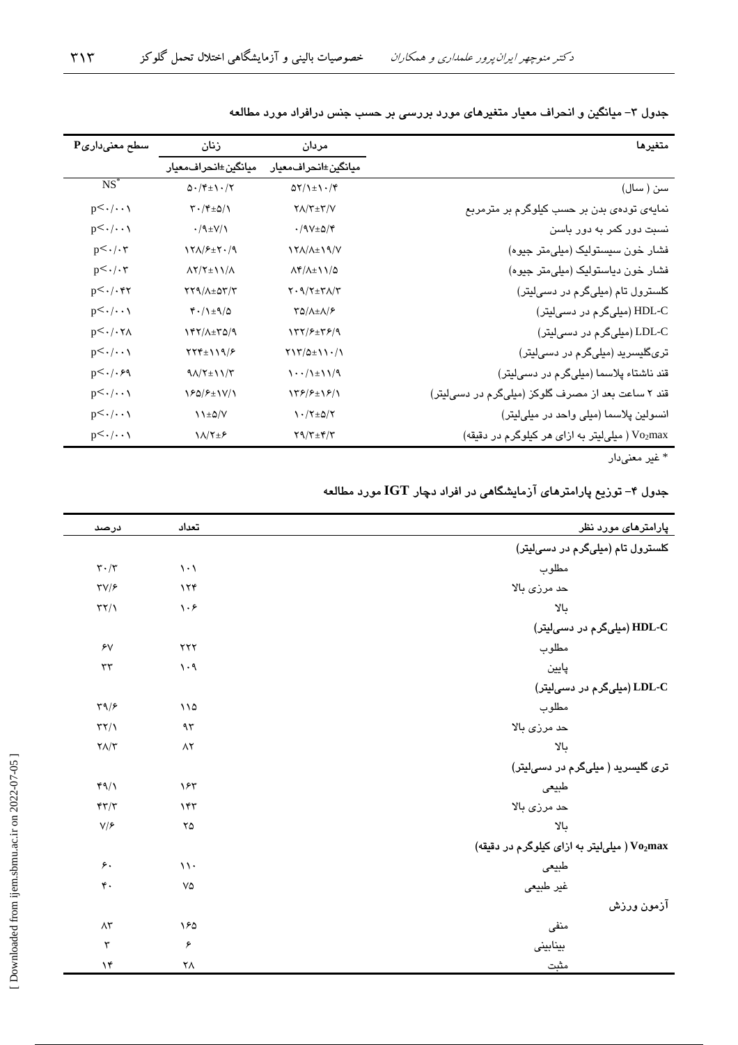جدول ۳- میانگین و انحراف معیار متغیرهای مورد بررسی بر حسب جنس درافراد مورد مطالعه

| متغیرها | مردان | زنان | سطح معنی‌داری P |
|---|---|---|---|
| | میانگین±انحراف‌معیار | میانگین±انحراف‌معیار | |
| سن ( سال) | ۵۲/۱±۱۰/۴ | ۵۰/۴±۱۰/۲ | NS* |
| نمایه‌ی توده‌ی بدن بر حسب کیلوگرم بر مترمربع | ۲۸/۳±۳/۷ | ۳۰/۴±۵/۱ | p<۰/۰۰۱ |
| نسبت دور کمر به دور باسن | ۰/۹۷±۵/۴ | ۰/۹±۷/۱ | p<۰/۰۰۱ |
| فشار خون سیستولیک (میلی‌متر جیوه) | ۱۲۸/۸±۱۹/۷ | ۱۲۸/۶±۲۰/۹ | p<۰/۰۳ |
| فشار خون دیاستولیک (میلی‌متر جیوه) | ۸۴/۸±۱۱/۵ | ۸۲/۲±۱۱/۸ | p<۰/۰۳ |
| کلسترول تام (میلی‌گرم در دسی‌لیتر) | ۲۰۹/۲±۳۸/۳ | ۲۲۹/۸±۵۳/۳ | p<۰/۰۴۲ |
| HDL-C (میلی‌گرم در دسی‌لیتر) | ۳۵/۸±۸/۶ | ۴۰/۱±۹/۵ | p<۰/۰۰۱ |
| LDL-C (میلی‌گرم در دسی‌لیتر) | ۱۳۲/۶±۳۶/۹ | ۱۴۲/۸±۳۵/۹ | p<۰/۰۲۸ |
| تری‌گلیسرید (میلی‌گرم در دسی‌لیتر) | ۲۱۳/۵±۱۱۰/۱ | ۲۲۴±۱۱۹/۶ | p<۰/۰۰۱ |
| قند ناشتاء پلاسما (میلی‌گرم در دسی‌لیتر) | ۱۰۰/۱±۱۱/۹ | ۹۸/۲±۱۱/۳ | p<۰/۰۶۹ |
| قند ۲ ساعت بعد از مصرف گلوکز (میلی‌گرم در دسی‌لیتر) | ۱۳۶/۶±۱۶/۱ | ۱۶۵/۶±۱۷/۱ | p<۰/۰۰۱ |
| انسولین پلاسما (میلی واحد در میلی‌لیتر) | ۱۰/۲±۵/۲ | ۱۱±۵/۷ | p<۰/۰۰۱ |
| $Vo_2max$ ( میلی‌لیتر به ازای هر کیلوگرم در دقیقه) | ۲۹/۳±۴/۳ | ۱۸/۲±۶ | p<۰/۰۰۱ |

* غیر معنی‌دار

جدول ۴- توزیع پارامترهای آزمایشگاهی در افراد دچار IGT مورد مطالعه

| پارامترهای مورد نظر | تعداد | درصد |
|---|---|---|
| **کلسترول تام (میلی‌گرم در دسی‌لیتر)** | | |
| مطلوب | ۱۰۱ | ۳۰/۳ |
| حد مرزی بالا | ۱۲۴ | ۳۷/۶ |
| بالا | ۱۰۶ | ۳۲/۱ |
| **HDL-C (میلی‌گرم در دسی‌لیتر)** | | |
| مطلوب | ۲۲۲ | ۶۷ |
| پایین | ۱۰۹ | ۳۳ |
| **LDL-C (میلی‌گرم در دسی‌لیتر)** | | |
| مطلوب | ۱۱۵ | ۳۹/۶ |
| حد مرزی بالا | ۹۳ | ۳۲/۱ |
| بالا | ۸۲ | ۲۸/۳ |
| **تری گلیسرید ( میلی‌گرم در دسی‌لیتر)** | | |
| طبیعی | ۱۶۳ | ۴۹/۱ |
| حد مرزی بالا | ۱۴۳ | ۴۳/۳ |
| بالا | ۲۵ | ۷/۶ |
| **$Vo_2max$ ( میلی‌لیتر به ازای هر کیلوگرم در دقیقه)** | | |
| طبیعی | ۱۱۰ | ۶۰ |
| غیر طبیعی | ۷۵ | ۴۰ |
| آزمون ورزش | | |
| منفی | ۱۶۵ | ۸۳ |
| بینابینی | ۶ | ۳ |
| مثبت | ۲۸ | ۱۴ |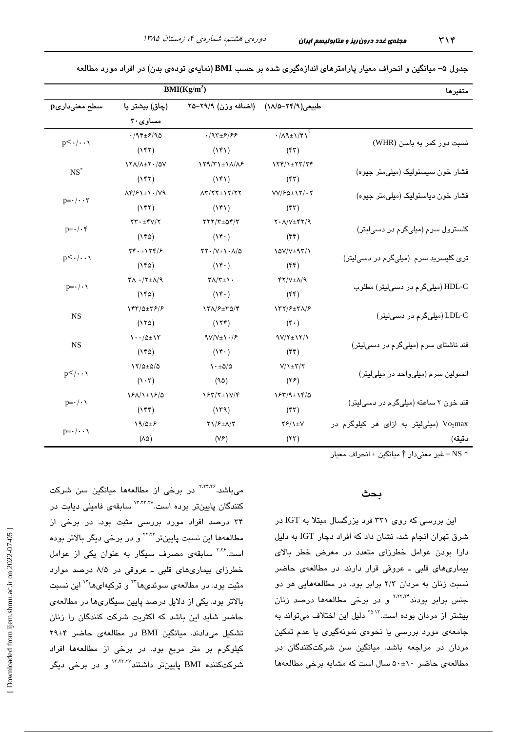جدول ۵- میانگین و انحراف معیار پارامترهای اندازه‌گیری شده بر حسب BMI (نمایه‌ی توده‌ی بدن) در افراد مورد مطالعه

| متغیرها | BMI(Kg/m²) | | | |
|---|---|---|---|---|
| | طبیعی(۲۴/۹-۱۸/۵) | (اضافه وزن) ۲۹/۹-۲۵ | (چاق) بیشتر یا مساوی ۳۰ | سطح معنی‌داریp |
| نسبت دور کمر به باسن (WHR) | ۰/۸۹±۱/۴۱[†] (۴۳) | ۰/۹۳±۶/۶۶ (۱۴۱) | ۰/۹۴±۶/۹۵ (۱۴۲) | p<۰/۰۰۱ |
| فشار خون سیستولیک (میلی‌متر جیوه) | ۱۲۴/۱±۲۳/۲۴ (۴۳) | ۱۲۹/۳۱±۱۸/۸۶ (۱۴۱) | ۱۲۸/۸±۲۰/۵۷ (۱۴۲) | NS* |
| فشار خون دیاستولیک (میلی‌متر جیوه) | ۷۷/۶۵±۱۲/۰۲ (۴۳) | ۸۳/۲۲±۱۲/۲۲ (۱۴۱) | ۸۴/۶۱±۱۰/۷۹ (۱۴۲) | p=۰/۰۰۳ |
| کلسترول سرم (میلی‌گرم در دسی‌لیتر) | ۲۰۸/۷±۴۲/۹ (۴۴) | ۲۲۲/۳±۵۴/۳ (۱۴۰) | ۲۳۰±۴۷/۲ (۱۴۵) | p=۰/۰۴ |
| تری گلیسرید سرم (میلی‌گرم در دسی‌لیتر) | ۱۵۷/۷±۹۳/۱ (۴۴) | ۲۲۰/۷±۱۰۸/۵ (۱۴۰) | ۲۴۰±۱۲۴/۶ (۱۴۵) | p<۰/۰۰۱ |
| HDL-C (میلی‌گرم در دسی‌لیتر) مطلوب | ۴۲/۷±۸/۹ (۴۴) | ۳۸/۳±۱۰ (۱۴۰) | ۳۸/۰/۲±۸/۹ (۱۴۵) | p=۰/۰۱ |
| LDL-C (میلی‌گرم در دسی‌لیتر) | ۱۳۲/۶±۳۸/۶ (۴۰) | ۱۳۸/۶±۳۵/۴ (۱۲۴) | ۱۴۳/۵±۳۶/۶ (۱۲۵) | NS |
| قند ناشتای سرم (میلی‌گرم در دسی‌لیتر) | ۹۷/۲±۱۲/۱ (۴۴) | ۹۷/۷±۱۰/۶ (۱۴۰) | ۱۰۰/۵±۱۳ (۱۴۵) | NS |
| انسولین سرم (میلی‌واحد در میلی‌لیتر) | ۷/۱±۳/۲ (۲۶) | ۱۰±۵/۵ (۹۵) | ۱۲/۵±۵/۵ (۱۰۲) | p<۰/۰۰۱ |
| قند خون ۲ ساعته (میلی‌گرم در دسی‌لیتر) | ۱۶۳/۹±۱۴/۵ (۴۳) | ۱۶۳/۲±۱۷/۴ (۱۳۹) | ۱۶۸/۱±۱۶/۵ (۱۴۴) | p=۰/۰۱ |
| $Vo_2max$ (میلی‌لیتر به ازای هر کیلوگرم در دقیقه) | ۲۶/۱±۷ (۲۳) | ۲۱/۶±۸/۳ (۷۶) | ۱۹/۵±۶ (۸۵) | p=۰/۰۰۱ |

* NS = غیر معنی‌دار † میانگین ± انحراف معیار

## بحث

این بررسی که روی ۳۳۱ فرد بزرگسال مبتلا به IGT در شرق تهران انجام شد، نشان داد که افراد دچار IGT به دلیل دارا بودن عوامل خطرزای متعدد در معرض خطر بالای بیماری‌های قلبی ـ عروقی قرار دارند. در مطالعه‌ی حاضر نسبت زنان به مردان ۲/۳ برابر بود. در مطالعه‌هایی هر دو جنس برابر بودند[2,23,24] و در برخی مطالعه‌ها درصد زنان بیشتر از مردان بوده است.[25,13] دلیل این اختلاف می‌تواند به جامعه‌ی مورد بررسی یا نحوه‌ی نمونه‌گیری یا عدم تمکین مردان در مراجعه باشد. میانگین سن شرکت‌کنندگان در مطالعه‌ی حاضر ۱۰±۵۰ سال است که مشابه برخی مطالعه‌ها می‌باشد.[2,24,26] در برخی از مطالعه‌ها میانگین سن شرکت کنندگان پایین‌تر بوده است.[13,23,27] سابقه‌ی فامیلی دیابت در ۳۴ درصد افراد مورد بررسی مثبت بود. در برخی از مطالعه‌ها این نسبت پایین‌تر[22,23] و در برخی دیگر بالاتر بوده است.[2,26] سابقه‌ی مصرف سیگار به عنوان یکی از عوامل خطرزای بیماری‌های قلبی ـ عروقی در ۸/۵ درصد موارد مثبت بود. در مطالعه‌ی سوئدی‌ها[23] و ترکیه‌ای‌ها[13] این نسبت بالاتر بود. یکی از دلایل درصد پایین سیگاری‌ها در مطالعه‌ی حاضر شاید این باشد که اکثریت شرکت کنندگان را زنان تشکیل می‌دادند. میانگین BMI در مطالعه‌ی حاضر ۴±۲۹ کیلوگرم بر متر مربع بود. در برخی از مطالعه‌ها افراد شرکت‌کننده BMI پایین‌تر داشتند[13,23,27] و در برخی دیگر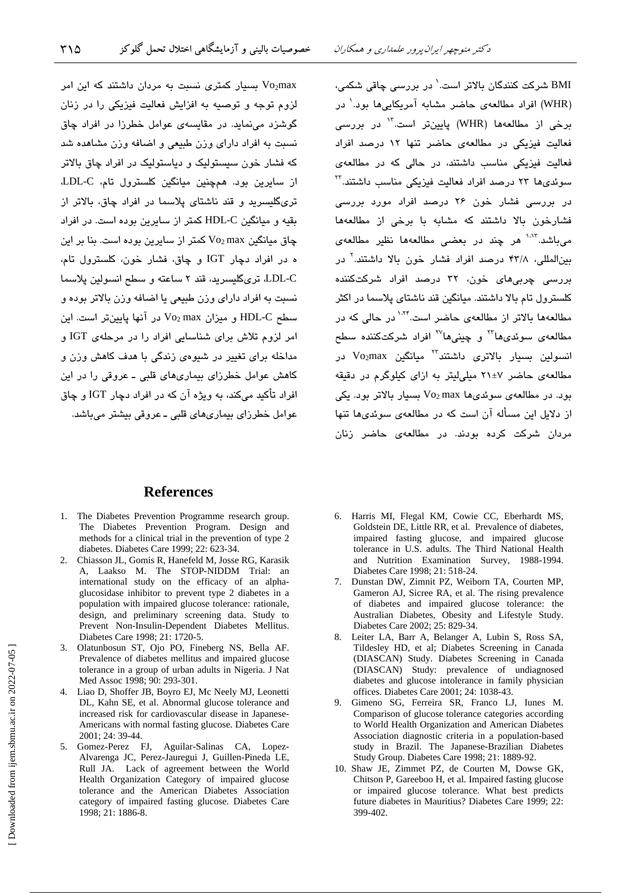BMI شرکت کنندگان بالاتر است.[۱] در بررسی چاقی شکمی، (WHR) افراد مطالعه‌ی حاضر مشابه آمریکایی‌ها بود.[۱] در برخی از مطالعه‌ها (WHR) پایین‌تر است.[۱۳] در بررسی فعالیت فیزیکی در مطالعه‌ی حاضر تنها ۱۲ درصد افراد فعالیت فیزیکی مناسب داشتند، در حالی که در مطالعه‌ی سوئدی‌ها ۲۳ درصد افراد فعالیت فیزیکی مناسب داشتند.[۲۳] در بررسی فشار خون ۲۶ درصد افراد مورد بررسی فشارخون بالا داشتند که مشابه با برخی از مطالعه‌ها می‌باشد.[۱،۱۳] هر چند در بعضی مطالعه‌ها نظیر مطالعه‌ی بین‌المللی، ۴۳/۸ درصد افراد فشار خون بالا داشتند.[۲] در بررسی چربی‌های خون، ۳۲ درصد افراد شرکت‌کننده کلسترول تام بالا داشتند. میانگین قند ناشتای پلاسما در اکثر مطالعه‌ها بالاتر از مطالعه‌ی حاضر است.[۱،۲۴] در حالی که در مطالعه‌ی سوئدی‌ها[۲۳] و چینی‌ها[۲۷] افراد شرکت‌کننده سطح انسولین بسیار بالاتری داشتند[۲۳] میانگین $Vo_2max$ در مطالعه‌ی حاضر ۷±۲۱ میلی‌لیتر به ازای کیلوگرم در دقیقه بود. در مطالعه‌ی سوئدی‌ها $Vo_2 \max$ بسیار بالاتر بود. یکی از دلایل این مسأله آن است که در مطالعه‌ی سوئدی‌ها تنها مردان شرکت کرده بودند. در مطالعه‌ی حاضر زنان $Vo_2max$ بسیار کمتری نسبت به مردان داشتند که این امر لزوم توجه و توصیه به افزایش فعالیت فیزیکی را در زنان گوشزد می‌نماید. در مقایسه‌ی عوامل خطرزا در افراد چاق نسبت به افراد دارای وزن طبیعی و اضافه وزن مشاهده شد که فشار خون سیستولیک و دیاستولیک در افراد چاق بالاتر از سایرین بود. هم‌چنین میانگین کلسترول تام، LDL-C، تری‌گلیسرید و قند ناشتای پلاسما در افراد چاق، بالاتر از بقیه و میانگین HDL-C کمتر از سایرین بوده است. در افراد چاق میانگین $Vo_2 \max$ کمتر از سایرین بوده است. بنا بر این ه در افراد دچار IGT و چاق، فشار خون، کلسترول تام، LDL-C، تری‌گلیسرید، قند ۲ ساعته و سطح انسولین پلاسما نسبت به افراد دارای وزن طبیعی یا اضافه وزن بالاتر بوده و سطح HDL-C و میزان $Vo_2 \max$ در آنها پایین‌تر است. این امر لزوم تلاش برای شناسایی افراد را در مرحله‌ی IGT و مداخله برای تغییر در شیوه‌ی زندگی با هدف کاهش وزن و کاهش عوامل خطرزای بیماری‌های قلبی ـ عروقی را در این افراد تأکید می‌کند، به ویژه آن که در افراد دچار IGT و چاق عوامل خطرزای بیماری‌های قلبی ـ عروقی بیشتر می‌باشد.

## References

1. The Diabetes Prevention Programme research group. The Diabetes Prevention Program. Design and methods for a clinical trial in the prevention of type 2 diabetes. Diabetes Care 1999; 22: 623-34.
2. Chiasson JL, Gomis R, Hanefeld M, Josse RG, Karasik A, Laakso M. The STOP-NIDDM Trial: an international study on the efficacy of an alpha-glucosidase inhibitor to prevent type 2 diabetes in a population with impaired glucose tolerance: rationale, design, and preliminary screening data. Study to Prevent Non-Insulin-Dependent Diabetes Mellitus. Diabetes Care 1998; 21: 1720-5.
3. Olatunbosun ST, Ojo PO, Fineberg NS, Bella AF. Prevalence of diabetes mellitus and impaired glucose tolerance in a group of urban adults in Nigeria. J Nat Med Assoc 1998; 90: 293-301.
4. Liao D, Shoffer JB, Boyro EJ, Mc Neely MJ, Leonetti DL, Kahn SE, et al. Abnormal glucose tolerance and increased risk for cardiovascular disease in Japanese-Americans with normal fasting glucose. Diabetes Care 2001; 24: 39-44.
5. Gomez-Perez FJ, Aguilar-Salinas CA, Lopez-Alvarenga JC, Perez-Jauregui J, Guillen-Pineda LE, Rull JA. Lack of agreement between the World Health Organization Category of impaired glucose tolerance and the American Diabetes Association category of impaired fasting glucose. Diabetes Care 1998; 21: 1886-8.
6. Harris MI, Flegal KM, Cowie CC, Eberhardt MS, Goldstein DE, Little RR, et al. Prevalence of diabetes, impaired fasting glucose, and impaired glucose tolerance in U.S. adults. The Third National Health and Nutrition Examination Survey, 1988-1994. Diabetes Care 1998; 21: 518-24.
7. Dunstan DW, Zimnit PZ, Weiborn TA, Courten MP, Gameron AJ, Sicree RA, et al. The rising prevalence of diabetes and impaired glucose tolerance: the Australian Diabetes, Obesity and Lifestyle Study. Diabetes Care 2002; 25: 829-34.
8. Leiter LA, Barr A, Belanger A, Lubin S, Ross SA, Tildesley HD, et al; Diabetes Screening in Canada (DIASCAN) Study. Diabetes Screening in Canada (DIASCAN) Study: prevalence of undiagnosed diabetes and glucose intolerance in family physician offices. Diabetes Care 2001; 24: 1038-43.
9. Gimeno SG, Ferreira SR, Franco LJ, Iunes M. Comparison of glucose tolerance categories according to World Health Organization and American Diabetes Association diagnostic criteria in a population-based study in Brazil. The Japanese-Brazilian Diabetes Study Group. Diabetes Care 1998; 21: 1889-92.
10. Shaw JE, Zimmet PZ, de Courten M, Dowse GK, Chitson P, Gareeboo H, et al. Impaired fasting glucose or impaired glucose tolerance. What best predicts future diabetes in Mauritius? Diabetes Care 1999; 22: 399-402.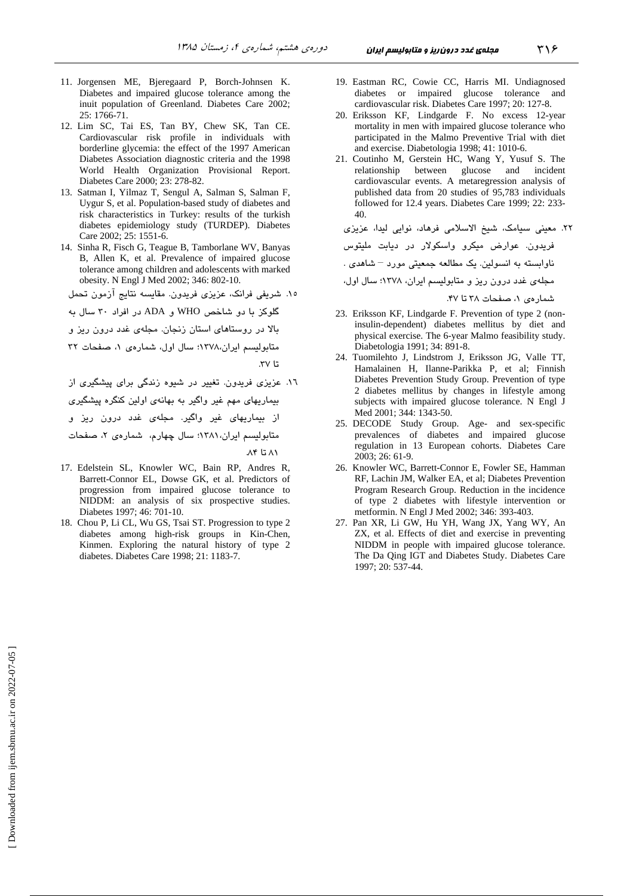11. Jorgensen ME, Bjeregaard P, Borch-Johnsen K. Diabetes and impaired glucose tolerance among the inuit population of Greenland. Diabetes Care 2002; 25: 1766-71.
12. Lim SC, Tai ES, Tan BY, Chew SK, Tan CE. Cardiovascular risk profile in individuals with borderline glycemia: the effect of the 1997 American Diabetes Association diagnostic criteria and the 1998 World Health Organization Provisional Report. Diabetes Care 2000; 23: 278-82.
13. Satman I, Yilmaz T, Sengul A, Salman S, Salman F, Uygur S, et al. Population-based study of diabetes and risk characteristics in Turkey: results of the turkish diabetes epidemiology study (TURDEP). Diabetes Care 2002; 25: 1551-6.
14. Sinha R, Fisch G, Teague B, Tamborlane WV, Banyas B, Allen K, et al. Prevalence of impaired glucose tolerance among children and adolescents with marked obesity. N Engl J Med 2002; 346: 802-10.
15. شریفی فرانک، عزیزی فریدون. مقایسه نتایج آزمون تحمل گلوکز با دو شاخص WHO و ADA در افراد ۳۰ سال به بالا در روستاهای استان زنجان. مجله‌ی غدد درون ریز و متابولیسم ایران،۱۳۷۸؛ سال اول، شماره‌ی ۱، صفحات ۳۲ تا ۳۷.
16. عزیزی فریدون. تغییر در شیوه زندگی برای پیشگیری از بیماریهای مهم غیر واگیر به بهانه‌ی اولین کنگره پیشگیری از بیماریهای غیر واگیر. مجله‌ی غدد درون ریز و متابولیسم ایران،۱۳۸۱؛ سال چهارم، شماره‌ی ۲، صفحات ۸۱ تا ۸۴.
17. Edelstein SL, Knowler WC, Bain RP, Andres R, Barrett-Connor EL, Dowse GK, et al. Predictors of progression from impaired glucose tolerance to NIDDM: an analysis of six prospective studies. Diabetes 1997; 46: 701-10.
18. Chou P, Li CL, Wu GS, Tsai ST. Progression to type 2 diabetes among high-risk groups in Kin-Chen, Kinmen. Exploring the natural history of type 2 diabetes. Diabetes Care 1998; 21: 1183-7.
19. Eastman RC, Cowie CC, Harris MI. Undiagnosed diabetes or impaired glucose tolerance and cardiovascular risk. Diabetes Care 1997; 20: 127-8.
20. Eriksson KF, Lindgarde F. No excess 12-year mortality in men with impaired glucose tolerance who participated in the Malmo Preventive Trial with diet and exercise. Diabetologia 1998; 41: 1010-6.
21. Coutinho M, Gerstein HC, Wang Y, Yusuf S. The relationship between glucose and incident cardiovascular events. A metaregression analysis of published data from 20 studies of 95,783 individuals followed for 12.4 years. Diabetes Care 1999; 22: 233-40.
22. معینی سیامک، شیخ الاسلامی فرهاد، نوایی لیدا، عزیزی فریدون. عوارض میکرو واسکولار در دیابت ملیتوس ناوابسته به انسولین. یک مطالعه جمعیتی مورد – شاهدی . مجله‌ی غدد درون ریز و متابولیسم ایران، ۱۳۷۸؛ سال اول، شماره‌ی ۱، صفحات ۳۸ تا ۴۷.
23. Eriksson KF, Lindgarde F. Prevention of type 2 (non-insulin-dependent) diabetes mellitus by diet and physical exercise. The 6-year Malmo feasibility study. Diabetologia 1991; 34: 891-8.
24. Tuomilehto J, Lindstrom J, Eriksson JG, Valle TT, Hamalainen H, Ilanne-Parikka P, et al; Finnish Diabetes Prevention Study Group. Prevention of type 2 diabetes mellitus by changes in lifestyle among subjects with impaired glucose tolerance. N Engl J Med 2001; 344: 1343-50.
25. DECODE Study Group. Age- and sex-specific prevalences of diabetes and impaired glucose regulation in 13 European cohorts. Diabetes Care 2003; 26: 61-9.
26. Knowler WC, Barrett-Connor E, Fowler SE, Hamman RF, Lachin JM, Walker EA, et al; Diabetes Prevention Program Research Group. Reduction in the incidence of type 2 diabetes with lifestyle intervention or metformin. N Engl J Med 2002; 346: 393-403.
27. Pan XR, Li GW, Hu YH, Wang JX, Yang WY, An ZX, et al. Effects of diet and exercise in preventing NIDDM in people with impaired glucose tolerance. The Da Qing IGT and Diabetes Study. Diabetes Care 1997; 20: 537-44.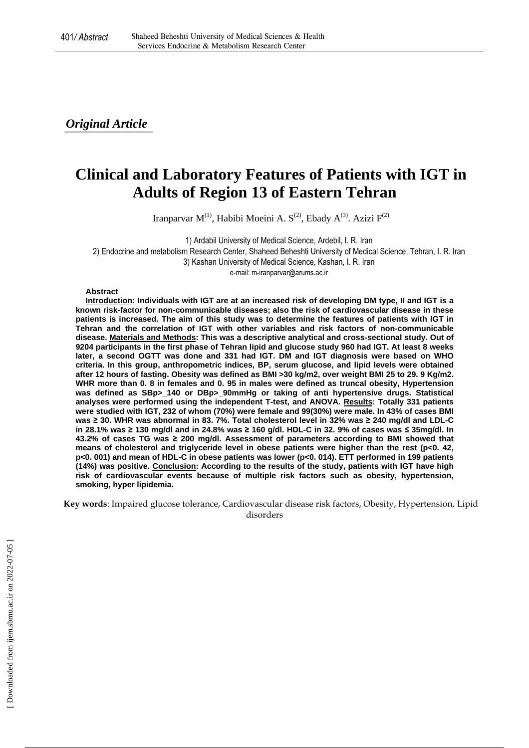*Original Article*

# Clinical and Laboratory Features of Patients with IGT in Adults of Region 13 of Eastern Tehran

Iranparvar M[1], Habibi Moeini A. S[2], Ebady A[3]. Azizi F[2]

1) Ardabil University of Medical Science, Ardebil, I. R. Iran

2) Endocrine and metabolism Research Center, Shaheed Beheshti University of Medical Science, Tehran, I. R. Iran

3) Kashan University of Medical Science, Kashan, I. R. Iran

e-mail: m-iranparvar@arums.ac.ir

**Abstract**

**Introduction: Individuals with IGT are at an increased risk of developing DM type, II and IGT is a known risk-factor for non-communicable diseases; also the risk of cardiovascular disease in these patients is increased. The aim of this study was to determine the features of patients with IGT in Tehran and the correlation of IGT with other variables and risk factors of non-communicable disease. Materials and Methods: This was a descriptive analytical and cross-sectional study. Out of 9204 participants in the first phase of Tehran lipid and glucose study 960 had IGT. At least 8 weeks later, a second OGTT was done and 331 had IGT. DM and IGT diagnosis were based on WHO criteria. In this group, anthropometric indices, BP, serum glucose, and lipid levels were obtained after 12 hours of fasting. Obesity was defined as BMI >30 kg/m2, over weight BMI 25 to 29. 9 Kg/m2. WHR more than 0. 8 in females and 0. 95 in males were defined as truncal obesity, Hypertension was defined as SBp>_140 or DBp>_90mmHg or taking of anti hypertensive drugs. Statistical analyses were performed using the independent T-test, and ANOVA. Results: Totally 331 patients were studied with IGT, 232 of whom (70%) were female and 99(30%) were male. In 43% of cases BMI was ≥ 30. WHR was abnormal in 83. 7%. Total cholesterol level in 32% was ≥ 240 mg/dl and LDL-C in 28.1% was ≥ 130 mg/dl and in 24.8% was ≥ 160 g/dl. HDL-C in 32. 9% of cases was ≤ 35mg/dl. In 43.2% of cases TG was ≥ 200 mg/dl. Assessment of parameters according to BMI showed that means of cholesterol and triglyceride level in obese patients were higher than the rest (p<0. 42, p<0. 001) and mean of HDL-C in obese patients was lower (p<0. 014). ETT performed in 199 patients (14%) was positive. Conclusion: According to the results of the study, patients with IGT have high risk of cardiovascular events because of multiple risk factors such as obesity, hypertension, smoking, hyper lipidemia.**

**Key words**: Impaired glucose tolerance, Cardiovascular disease risk factors, Obesity, Hypertension, Lipid disorders